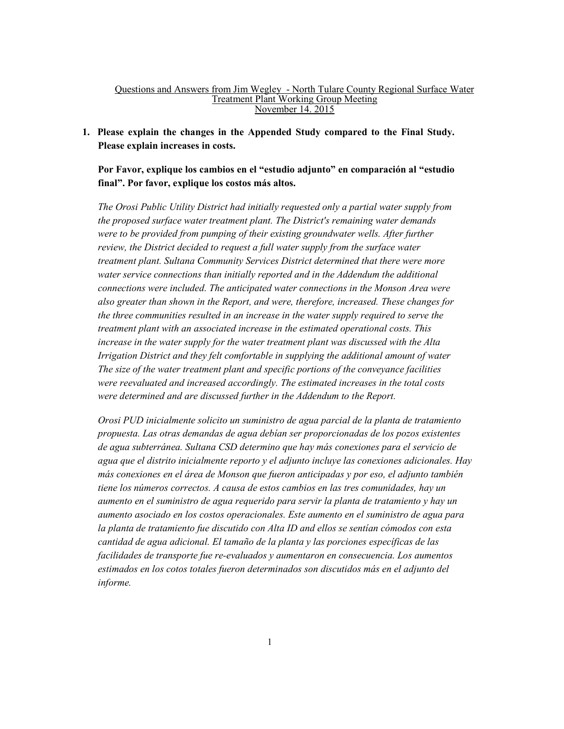<u>Questions and Answers from Jim Wegley - North Tulare County Regional Surface Water Treatment Plant Working Group Meeting</u>
<u>November 14. 2015</u>

**1. Please explain the changes in the Appended Study compared to the Final Study. Please explain increases in costs.**

**Por Favor, explique los cambios en el "estudio adjunto" en comparación al "estudio final". Por favor, explique los costos más altos.**

*The Orosi Public Utility District had initially requested only a partial water supply from the proposed surface water treatment plant. The District's remaining water demands were to be provided from pumping of their existing groundwater wells. After further review, the District decided to request a full water supply from the surface water treatment plant. Sultana Community Services District determined that there were more water service connections than initially reported and in the Addendum the additional connections were included. The anticipated water connections in the Monson Area were also greater than shown in the Report, and were, therefore, increased. These changes for the three communities resulted in an increase in the water supply required to serve the treatment plant with an associated increase in the estimated operational costs. This increase in the water supply for the water treatment plant was discussed with the Alta Irrigation District and they felt comfortable in supplying the additional amount of water The size of the water treatment plant and specific portions of the conveyance facilities were reevaluated and increased accordingly. The estimated increases in the total costs were determined and are discussed further in the Addendum to the Report.*

*Orosi PUD inicialmente solicito un suministro de agua parcial de la planta de tratamiento propuesta. Las otras demandas de agua debían ser proporcionadas de los pozos existentes de agua subterránea. Sultana CSD determino que hay más conexiones para el servicio de agua que el distrito inicialmente reporto y el adjunto incluye las conexiones adicionales. Hay más conexiones en el área de Monson que fueron anticipadas y por eso, el adjunto también tiene los números correctos. A causa de estos cambios en las tres comunidades, hay un aumento en el suministro de agua requerido para servir la planta de tratamiento y hay un aumento asociado en los costos operacionales. Este aumento en el suministro de agua para la planta de tratamiento fue discutido con Alta ID and ellos se sentían cómodos con esta cantidad de agua adicional. El tamaño de la planta y las porciones específicas de las facilidades de transporte fue re-evaluados y aumentaron en consecuencia. Los aumentos estimados en los cotos totales fueron determinados son discutidos más en el adjunto del informe.*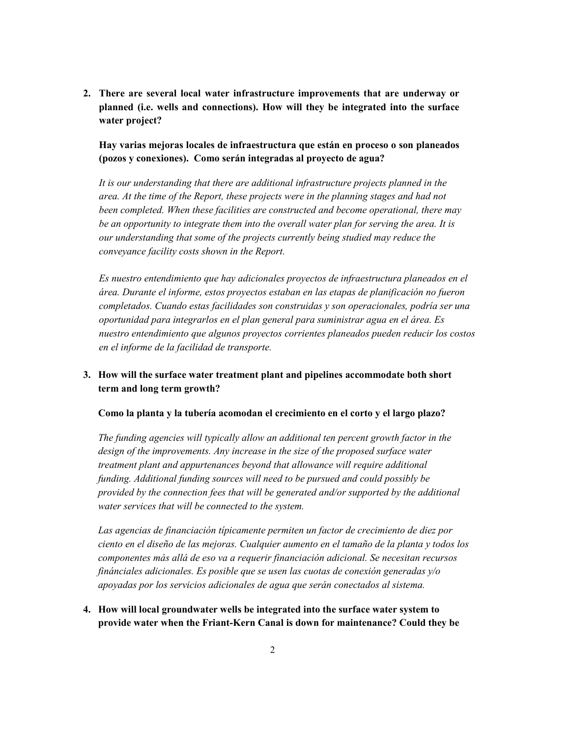2. **There are several local water infrastructure improvements that are underway or planned (i.e. wells and connections). How will they be integrated into the surface water project?**

   **Hay varias mejoras locales de infraestructura que están en proceso o son planeados (pozos y conexiones). Como serán integradas al proyecto de agua?**

   *It is our understanding that there are additional infrastructure projects planned in the area. At the time of the Report, these projects were in the planning stages and had not been completed. When these facilities are constructed and become operational, there may be an opportunity to integrate them into the overall water plan for serving the area. It is our understanding that some of the projects currently being studied may reduce the conveyance facility costs shown in the Report.*

   *Es nuestro entendimiento que hay adicionales proyectos de infraestructura planeados en el área. Durante el informe, estos proyectos estaban en las etapas de planificación no fueron completados. Cuando estas facilidades son construidas y son operacionales, podría ser una oportunidad para integrarlos en el plan general para suministrar agua en el área. Es nuestro entendimiento que algunos proyectos corrientes planeados pueden reducir los costos en el informe de la facilidad de transporte.*

3. **How will the surface water treatment plant and pipelines accommodate both short term and long term growth?**

   **Como la planta y la tubería acomodan el crecimiento en el corto y el largo plazo?**

   *The funding agencies will typically allow an additional ten percent growth factor in the design of the improvements. Any increase in the size of the proposed surface water treatment plant and appurtenances beyond that allowance will require additional funding. Additional funding sources will need to be pursued and could possibly be provided by the connection fees that will be generated and/or supported by the additional water services that will be connected to the system.*

   *Las agencias de financiación típicamente permiten un factor de crecimiento de diez por ciento en el diseño de las mejoras. Cualquier aumento en el tamaño de la planta y todos los componentes más allá de eso va a requerir financiación adicional. Se necesitan recursos fináncieles adicionales. Es posible que se usen las cuotas de conexión generadas y/o apoyadas por los servicios adicionales de agua que serán conectados al sistema.*

4. **How will local groundwater wells be integrated into the surface water system to provide water when the Friant-Kern Canal is down for maintenance? Could they be**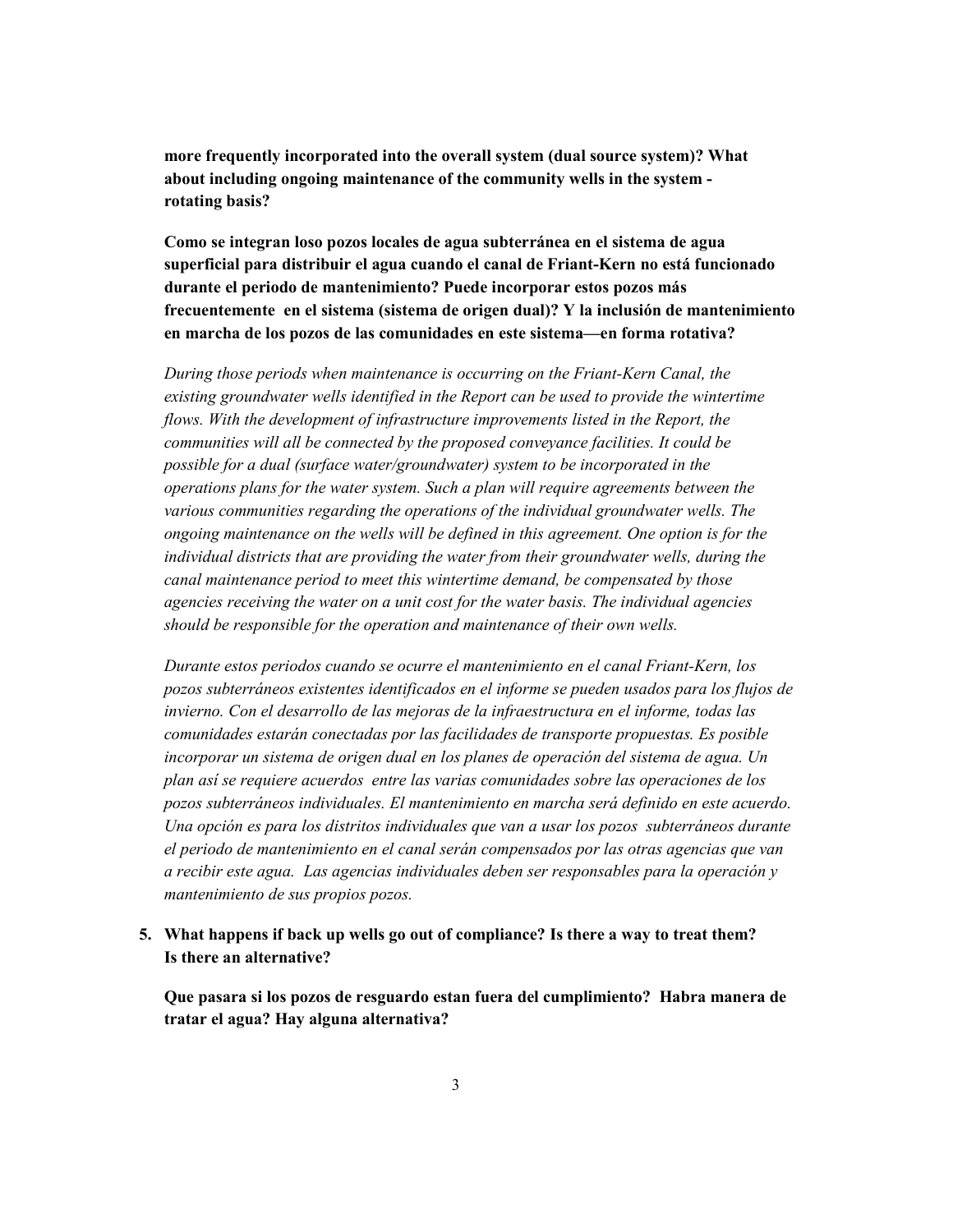**more frequently incorporated into the overall system (dual source system)? What about including ongoing maintenance of the community wells in the system - rotating basis?**

**Como se integran loso pozos locales de agua subterránea en el sistema de agua superficial para distribuir el agua cuando el canal de Friant-Kern no está funcionado durante el periodo de mantenimiento? Puede incorporar estos pozos más frecuentemente en el sistema (sistema de origen dual)? Y la inclusión de mantenimiento en marcha de los pozos de las comunidades en este sistema—en forma rotativa?**

*During those periods when maintenance is occurring on the Friant-Kern Canal, the existing groundwater wells identified in the Report can be used to provide the wintertime flows. With the development of infrastructure improvements listed in the Report, the communities will all be connected by the proposed conveyance facilities. It could be possible for a dual (surface water/groundwater) system to be incorporated in the operations plans for the water system. Such a plan will require agreements between the various communities regarding the operations of the individual groundwater wells. The ongoing maintenance on the wells will be defined in this agreement. One option is for the individual districts that are providing the water from their groundwater wells, during the canal maintenance period to meet this wintertime demand, be compensated by those agencies receiving the water on a unit cost for the water basis. The individual agencies should be responsible for the operation and maintenance of their own wells.*

*Durante estos periodos cuando se ocurre el mantenimiento en el canal Friant-Kern, los pozos subterráneos existentes identificados en el informe se pueden usados para los flujos de invierno. Con el desarrollo de las mejoras de la infraestructura en el informe, todas las comunidades estarán conectadas por las facilidades de transporte propuestas. Es posible incorporar un sistema de origen dual en los planes de operación del sistema de agua. Un plan así se requiere acuerdos entre las varias comunidades sobre las operaciones de los pozos subterráneos individuales. El mantenimiento en marcha será definido en este acuerdo. Una opción es para los distritos individuales que van a usar los pozos subterráneos durante el periodo de mantenimiento en el canal serán compensados por las otras agencias que van a recibir este agua. Las agencias individuales deben ser responsables para la operación y mantenimiento de sus propios pozos.*

5. **What happens if back up wells go out of compliance? Is there a way to treat them? Is there an alternative?**

   **Que pasara si los pozos de resguardo estan fuera del cumplimiento? Habra manera de tratar el agua? Hay alguna alternativa?**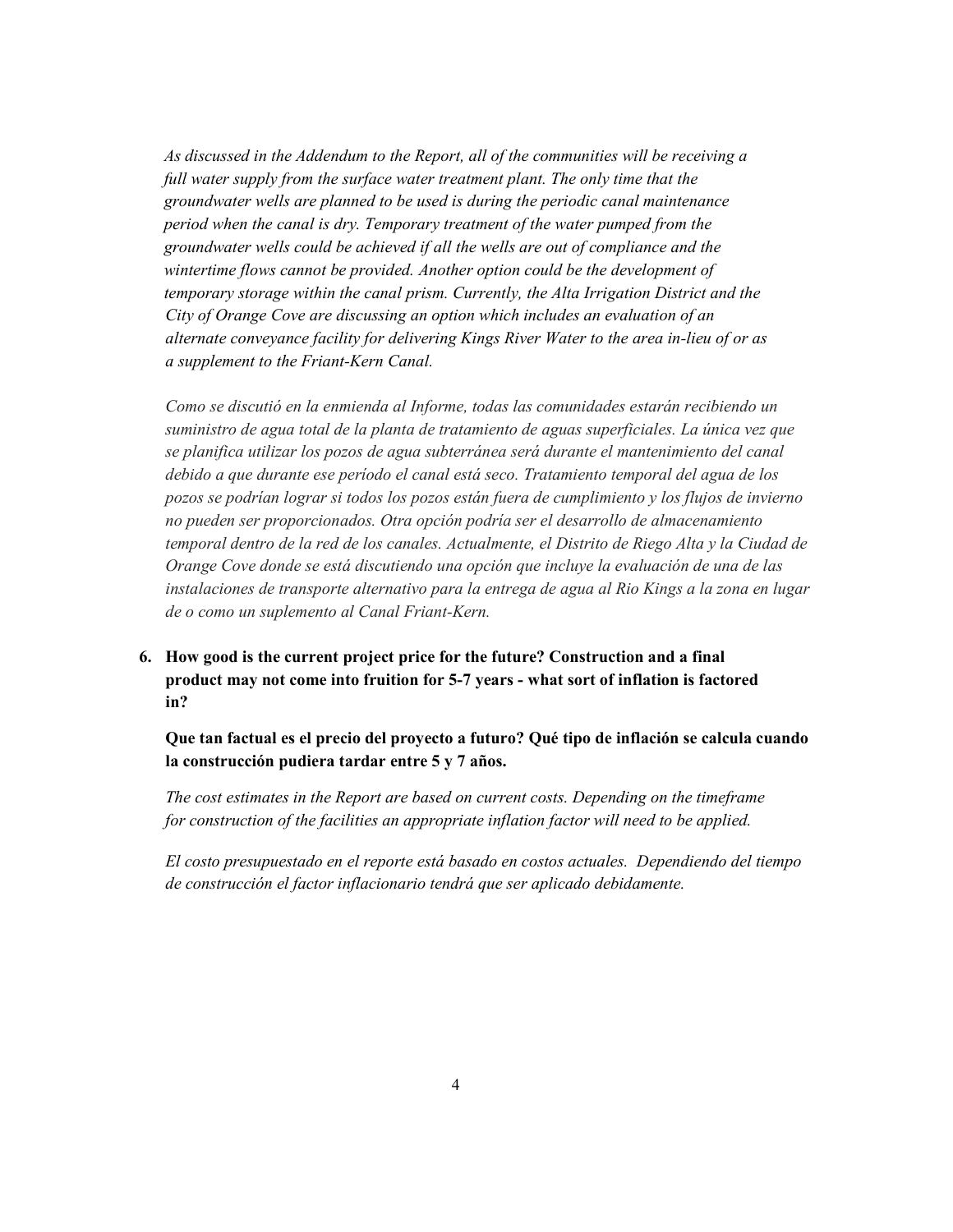*As discussed in the Addendum to the Report, all of the communities will be receiving a full water supply from the surface water treatment plant. The only time that the groundwater wells are planned to be used is during the periodic canal maintenance period when the canal is dry. Temporary treatment of the water pumped from the groundwater wells could be achieved if all the wells are out of compliance and the wintertime flows cannot be provided. Another option could be the development of temporary storage within the canal prism. Currently, the Alta Irrigation District and the City of Orange Cove are discussing an option which includes an evaluation of an alternate conveyance facility for delivering Kings River Water to the area in-lieu of or as a supplement to the Friant-Kern Canal.*

*Como se discutió en la enmienda al Informe, todas las comunidades estarán recibiendo un suministro de agua total de la planta de tratamiento de aguas superficiales. La única vez que se planifica utilizar los pozos de agua subterránea será durante el mantenimiento del canal debido a que durante ese período el canal está seco. Tratamiento temporal del agua de los pozos se podrían lograr si todos los pozos están fuera de cumplimiento y los flujos de invierno no pueden ser proporcionados. Otra opción podría ser el desarrollo de almacenamiento temporal dentro de la red de los canales. Actualmente, el Distrito de Riego Alta y la Ciudad de Orange Cove donde se está discutiendo una opción que incluye la evaluación de una de las instalaciones de transporte alternativo para la entrega de agua al Rio Kings a la zona en lugar de o como un suplemento al Canal Friant-Kern.*

6. **How good is the current project price for the future? Construction and a final product may not come into fruition for 5-7 years - what sort of inflation is factored in?**

   **Que tan factual es el precio del proyecto a futuro? Qué tipo de inflación se calcula cuando la construcción pudiera tardar entre 5 y 7 años.**

   *The cost estimates in the Report are based on current costs. Depending on the timeframe for construction of the facilities an appropriate inflation factor will need to be applied.*

   *El costo presupuestado en el reporte está basado en costos actuales. Dependiendo del tiempo de construcción el factor inflacionario tendrá que ser aplicado debidamente.*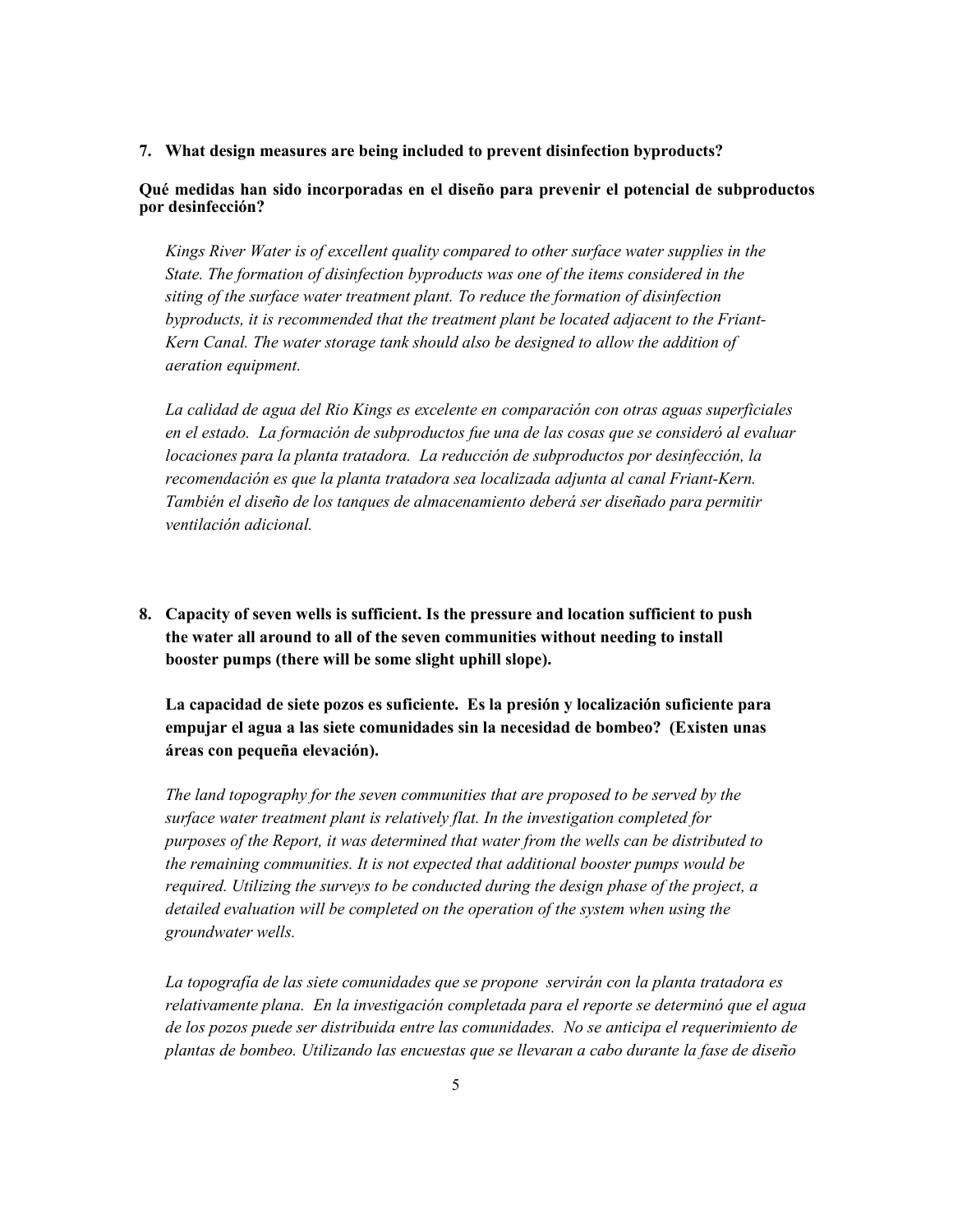**7. What design measures are being included to prevent disinfection byproducts?**

**Qué medidas han sido incorporadas en el diseño para prevenir el potencial de subproductos por desinfección?**

*Kings River Water is of excellent quality compared to other surface water supplies in the State. The formation of disinfection byproducts was one of the items considered in the siting of the surface water treatment plant. To reduce the formation of disinfection byproducts, it is recommended that the treatment plant be located adjacent to the Friant-Kern Canal. The water storage tank should also be designed to allow the addition of aeration equipment.*

*La calidad de agua del Rio Kings es excelente en comparación con otras aguas superficiales en el estado. La formación de subproductos fue una de las cosas que se consideró al evaluar locaciones para la planta tratadora. La reducción de subproductos por desinfección, la recomendación es que la planta tratadora sea localizada adjunta al canal Friant-Kern. También el diseño de los tanques de almacenamiento deberá ser diseñado para permitir ventilación adicional.*

**8. Capacity of seven wells is sufficient. Is the pressure and location sufficient to push the water all around to all of the seven communities without needing to install booster pumps (there will be some slight uphill slope).**

**La capacidad de siete pozos es suficiente. Es la presión y localización suficiente para empujar el agua a las siete comunidades sin la necesidad de bombeo? (Existen unas áreas con pequeña elevación).**

*The land topography for the seven communities that are proposed to be served by the surface water treatment plant is relatively flat. In the investigation completed for purposes of the Report, it was determined that water from the wells can be distributed to the remaining communities. It is not expected that additional booster pumps would be required. Utilizing the surveys to be conducted during the design phase of the project, a detailed evaluation will be completed on the operation of the system when using the groundwater wells.*

*La topografía de las siete comunidades que se propone servirán con la planta tratadora es relativamente plana. En la investigación completada para el reporte se determinó que el agua de los pozos puede ser distribuida entre las comunidades. No se anticipa el requerimiento de plantas de bombeo. Utilizando las encuestas que se llevaran a cabo durante la fase de diseño*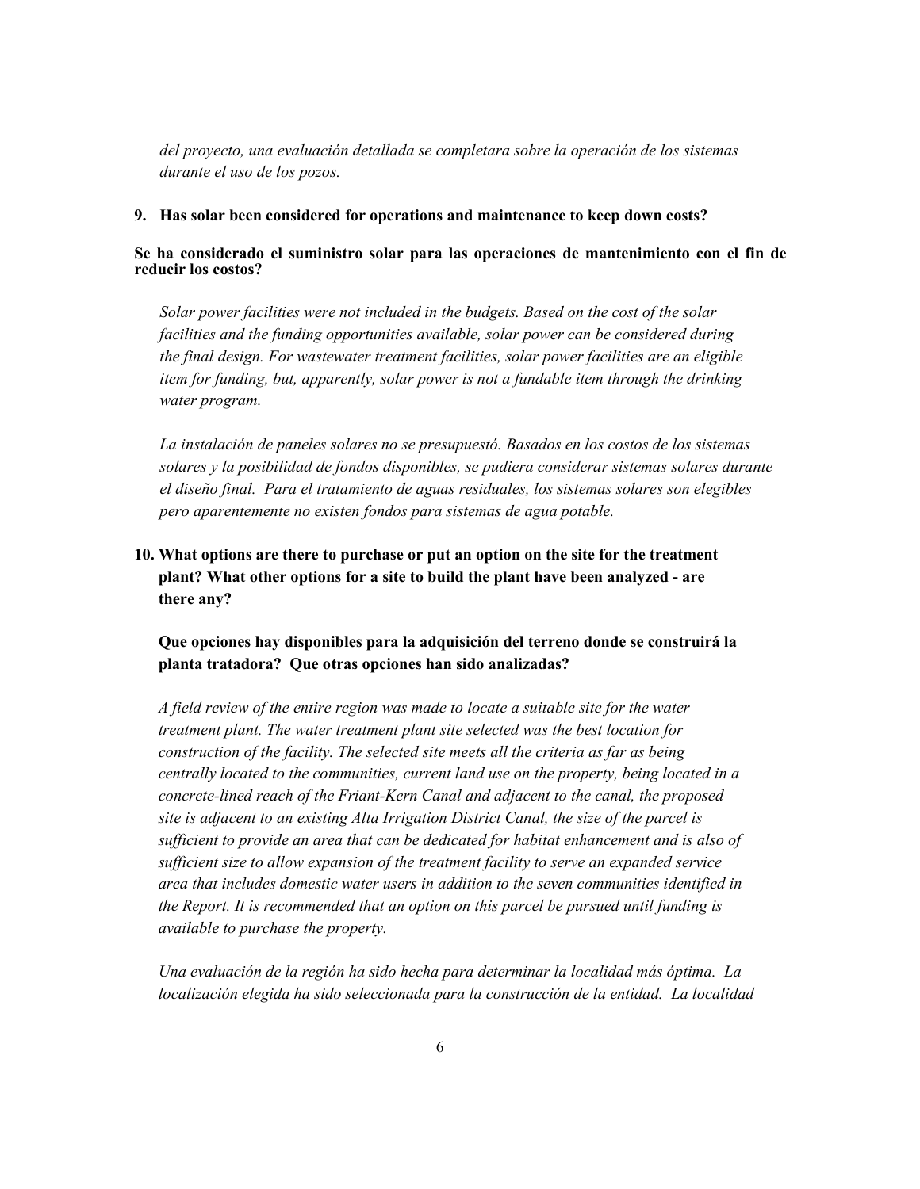*del proyecto, una evaluación detallada se completara sobre la operación de los sistemas durante el uso de los pozos.*

**9. Has solar been considered for operations and maintenance to keep down costs?**

**Se ha considerado el suministro solar para las operaciones de mantenimiento con el fin de reducir los costos?**

*Solar power facilities were not included in the budgets. Based on the cost of the solar facilities and the funding opportunities available, solar power can be considered during the final design. For wastewater treatment facilities, solar power facilities are an eligible item for funding, but, apparently, solar power is not a fundable item through the drinking water program.*

*La instalación de paneles solares no se presupuestó. Basados en los costos de los sistemas solares y la posibilidad de fondos disponibles, se pudiera considerar sistemas solares durante el diseño final. Para el tratamiento de aguas residuales, los sistemas solares son elegibles pero aparentemente no existen fondos para sistemas de agua potable.*

**10. What options are there to purchase or put an option on the site for the treatment plant? What other options for a site to build the plant have been analyzed - are there any?**

**Que opciones hay disponibles para la adquisición del terreno donde se construirá la planta tratadora? Que otras opciones han sido analizadas?**

*A field review of the entire region was made to locate a suitable site for the water treatment plant. The water treatment plant site selected was the best location for construction of the facility. The selected site meets all the criteria as far as being centrally located to the communities, current land use on the property, being located in a concrete-lined reach of the Friant-Kern Canal and adjacent to the canal, the proposed site is adjacent to an existing Alta Irrigation District Canal, the size of the parcel is sufficient to provide an area that can be dedicated for habitat enhancement and is also of sufficient size to allow expansion of the treatment facility to serve an expanded service area that includes domestic water users in addition to the seven communities identified in the Report. It is recommended that an option on this parcel be pursued until funding is available to purchase the property.*

*Una evaluación de la región ha sido hecha para determinar la localidad más óptima. La localización elegida ha sido seleccionada para la construcción de la entidad. La localidad*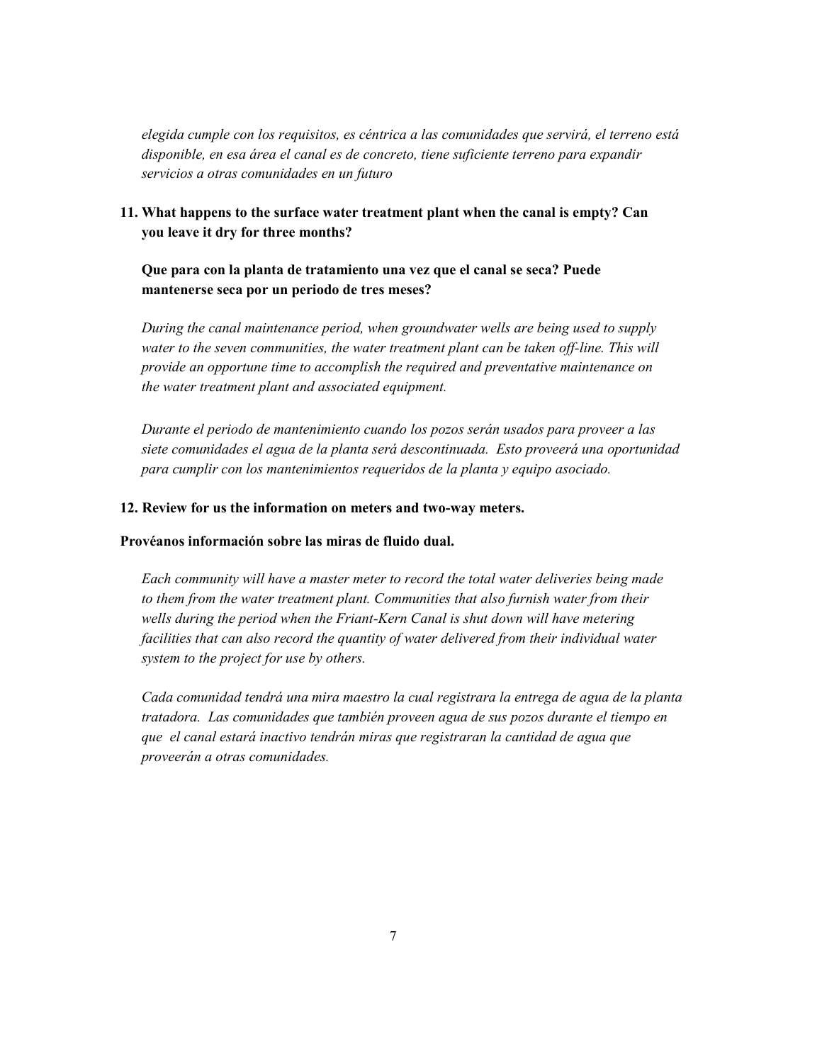*elegida cumple con los requisitos, es céntrica a las comunidades que servirá, el terreno está disponible, en esa área el canal es de concreto, tiene suficiente terreno para expandir servicios a otras comunidades en un futuro*

**11. What happens to the surface water treatment plant when the canal is empty? Can you leave it dry for three months?**

**Que para con la planta de tratamiento una vez que el canal se seca? Puede mantenerse seca por un periodo de tres meses?**

*During the canal maintenance period, when groundwater wells are being used to supply water to the seven communities, the water treatment plant can be taken off-line. This will provide an opportune time to accomplish the required and preventative maintenance on the water treatment plant and associated equipment.*

*Durante el periodo de mantenimiento cuando los pozos serán usados para proveer a las siete comunidades el agua de la planta será descontinuada. Esto proveerá una oportunidad para cumplir con los mantenimientos requeridos de la planta y equipo asociado.*

**12. Review for us the information on meters and two-way meters.**

**Provéanos información sobre las miras de fluido dual.**

*Each community will have a master meter to record the total water deliveries being made to them from the water treatment plant. Communities that also furnish water from their wells during the period when the Friant-Kern Canal is shut down will have metering facilities that can also record the quantity of water delivered from their individual water system to the project for use by others.*

*Cada comunidad tendrá una mira maestro la cual registrara la entrega de agua de la planta tratadora. Las comunidades que también proveen agua de sus pozos durante el tiempo en que el canal estará inactivo tendrán miras que registraran la cantidad de agua que proveerán a otras comunidades.*